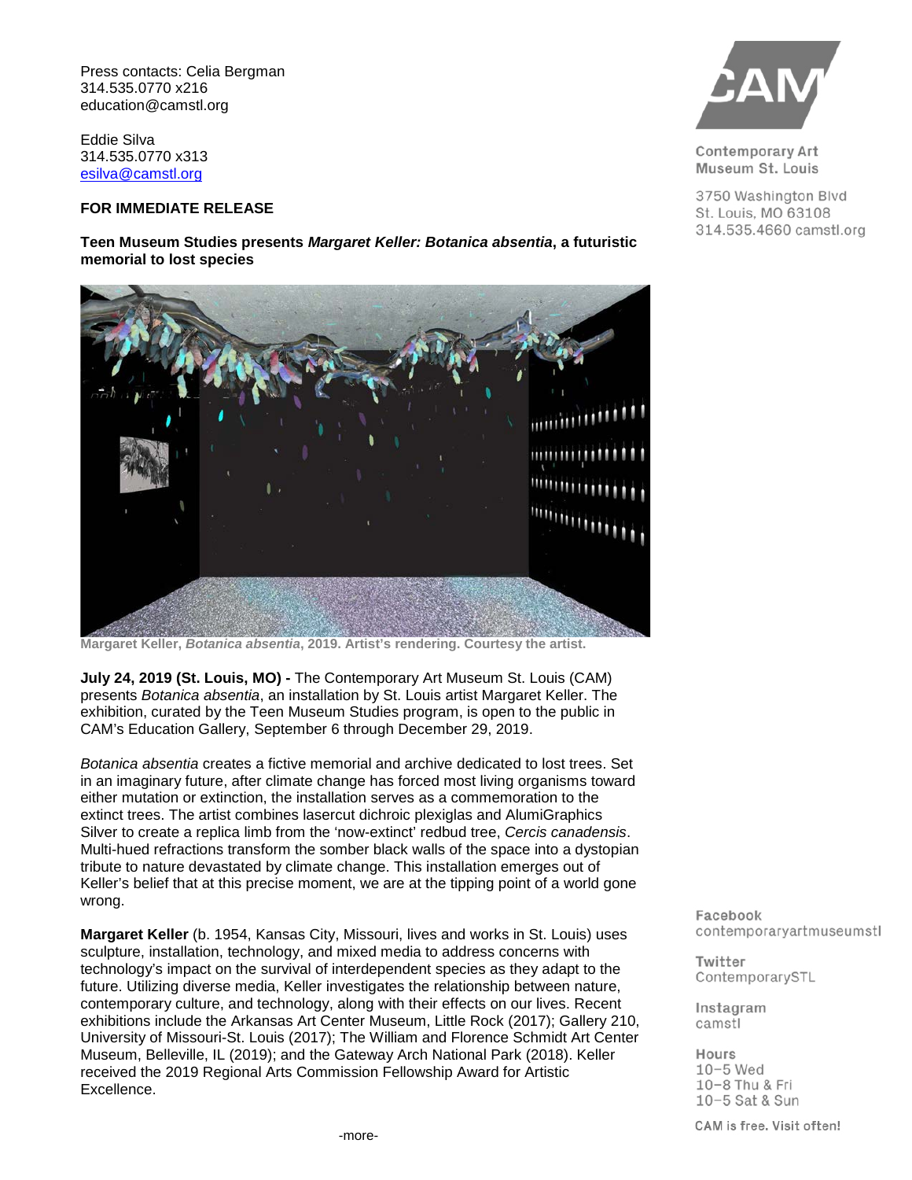Press contacts: Celia Bergman
314.535.0770 x216
education@camstl.org

Eddie Silva
314.535.0770 x313
esilva@camstl.org

Contemporary Art Museum St. Louis

3750 Washington Blvd
St. Louis, MO 63108
314.535.4660 camstl.org

**FOR IMMEDIATE RELEASE**

**Teen Museum Studies presents *Margaret Keller: Botanica absentia*, a futuristic memorial to lost species**

**Margaret Keller, *Botanica absentia*, 2019. Artist's rendering. Courtesy the artist.**

**July 24, 2019 (St. Louis, MO) -** The Contemporary Art Museum St. Louis (CAM) presents *Botanica absentia*, an installation by St. Louis artist Margaret Keller. The exhibition, curated by the Teen Museum Studies program, is open to the public in CAM's Education Gallery, September 6 through December 29, 2019.

*Botanica absentia* creates a fictive memorial and archive dedicated to lost trees. Set in an imaginary future, after climate change has forced most living organisms toward either mutation or extinction, the installation serves as a commemoration to the extinct trees. The artist combines lasercut dichroic plexiglas and AlumiGraphics Silver to create a replica limb from the 'now-extinct' redbud tree, *Cercis canadensis*. Multi-hued refractions transform the somber black walls of the space into a dystopian tribute to nature devastated by climate change. This installation emerges out of Keller's belief that at this precise moment, we are at the tipping point of a world gone wrong.

**Margaret Keller** (b. 1954, Kansas City, Missouri, lives and works in St. Louis) uses sculpture, installation, technology, and mixed media to address concerns with technology's impact on the survival of interdependent species as they adapt to the future. Utilizing diverse media, Keller investigates the relationship between nature, contemporary culture, and technology, along with their effects on our lives. Recent exhibitions include the Arkansas Art Center Museum, Little Rock (2017); Gallery 210, University of Missouri-St. Louis (2017); The William and Florence Schmidt Art Center Museum, Belleville, IL (2019); and the Gateway Arch National Park (2018). Keller received the 2019 Regional Arts Commission Fellowship Award for Artistic Excellence.

Facebook
contemporaryartmuseumstl

Twitter
ContemporarySTL

Instagram
camstl

Hours
10–5 Wed
10–8 Thu & Fri
10–5 Sat & Sun

CAM is free. Visit often!

-more-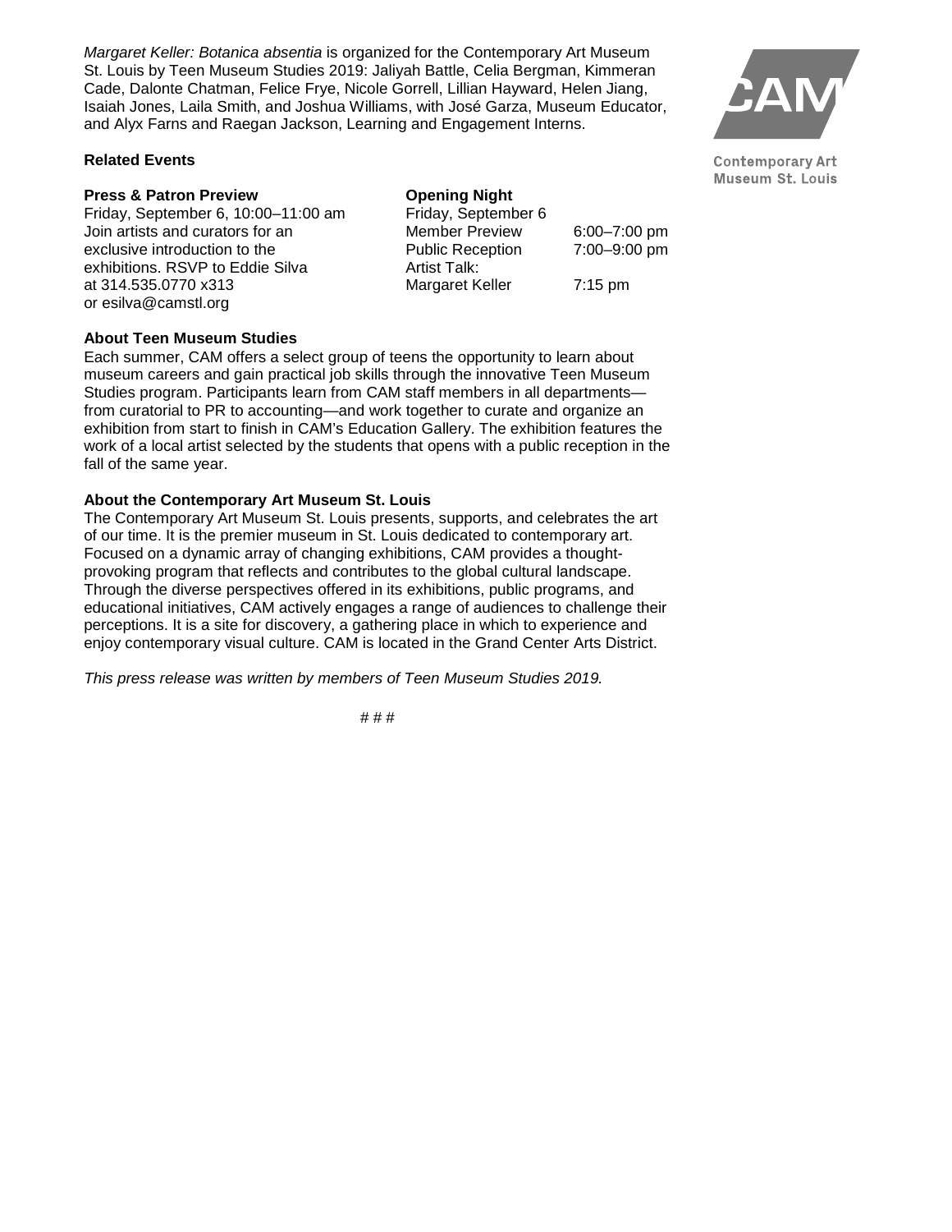*Margaret Keller: Botanica absentia* is organized for the Contemporary Art Museum St. Louis by Teen Museum Studies 2019: Jaliyah Battle, Celia Bergman, Kimmeran Cade, Dalonte Chatman, Felice Frye, Nicole Gorrell, Lillian Hayward, Helen Jiang, Isaiah Jones, Laila Smith, and Joshua Williams, with José Garza, Museum Educator, and Alyx Farns and Raegan Jackson, Learning and Engagement Interns.

Contemporary Art Museum St. Louis

**Related Events**

**Press & Patron Preview**
Friday, September 6, 10:00–11:00 am
Join artists and curators for an exclusive introduction to the exhibitions. RSVP to Eddie Silva at 314.535.0770 x313 or esilva@camstl.org

**Opening Night**
Friday, September 6

| | |
|---|---|
| Member Preview | 6:00–7:00 pm |
| Public Reception | 7:00–9:00 pm |
| Artist Talk: Margaret Keller | 7:15 pm |

**About Teen Museum Studies**
Each summer, CAM offers a select group of teens the opportunity to learn about museum careers and gain practical job skills through the innovative Teen Museum Studies program. Participants learn from CAM staff members in all departments—from curatorial to PR to accounting—and work together to curate and organize an exhibition from start to finish in CAM's Education Gallery. The exhibition features the work of a local artist selected by the students that opens with a public reception in the fall of the same year.

**About the Contemporary Art Museum St. Louis**
The Contemporary Art Museum St. Louis presents, supports, and celebrates the art of our time. It is the premier museum in St. Louis dedicated to contemporary art. Focused on a dynamic array of changing exhibitions, CAM provides a thought-provoking program that reflects and contributes to the global cultural landscape. Through the diverse perspectives offered in its exhibitions, public programs, and educational initiatives, CAM actively engages a range of audiences to challenge their perceptions. It is a site for discovery, a gathering place in which to experience and enjoy contemporary visual culture. CAM is located in the Grand Center Arts District.

*This press release was written by members of Teen Museum Studies 2019.*

# # #